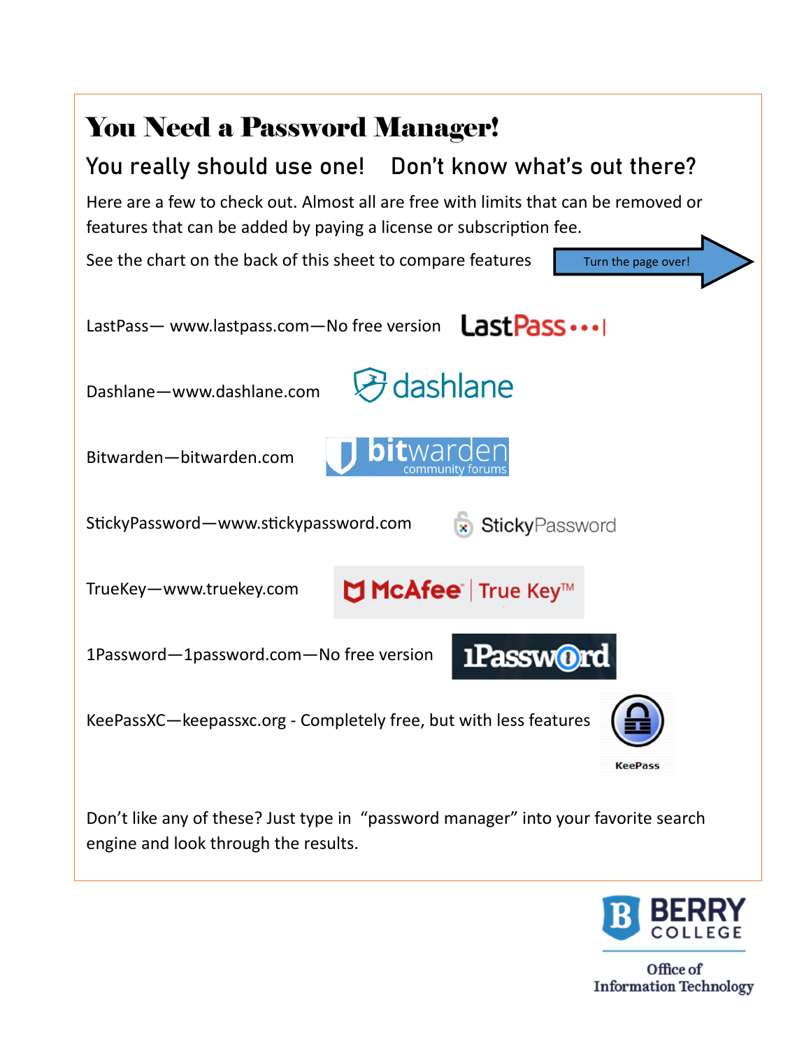# You Need a Password Manager!

## You really should use one! Don't know what's out there?

Here are a few to check out. Almost all are free with limits that can be removed or features that can be added by paying a license or subscription fee.

See the chart on the back of this sheet to compare features

Turn the page over!

LastPass— www.lastpass.com—No free version

Dashlane—www.dashlane.com

Bitwarden—bitwarden.com

StickyPassword—www.stickypassword.com

TrueKey—www.truekey.com

1Password—1password.com—No free version

KeePassXC—keepassxc.org - Completely free, but with less features

Don't like any of these? Just type in "password manager" into your favorite search engine and look through the results.

Berry College
Office of Information Technology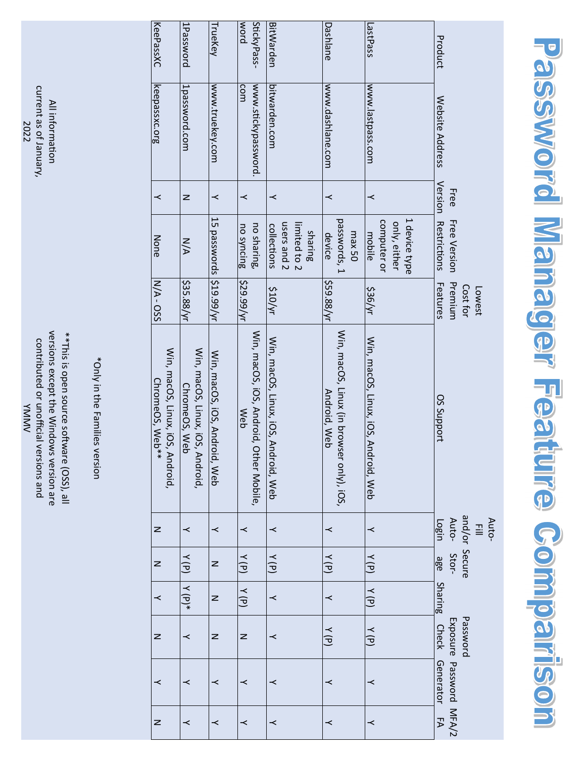# Password Manager Feature Comparison

| Product | Website Address | Free Version | Free Version Restrictions | Lowest Cost for Premium Features | OS Support | Auto-Fill and/or Auto-Login | Secure Storage | Sharing | Password Exposure Check | Password Generator | MFA/2FA |
|---|---|---|---|---|---|---|---|---|---|---|---|
| LastPass | www.lastpass.com | Y | 1 device type only, either computer or mobile | $36/yr | Win, macOS, Linux, iOS, Android, Web | Y | Y (P) | Y (P) | Y (P) | Y | Y |
| Dashlane | www.dashlane.com | Y | max 50 passwords, 1 device | $59.88/yr | Win, macOS, Linux (in browser only), iOS, Android, Web | Y | Y (P) | Y | Y (P) | Y | Y |
| BitWarden | bitwarden.com | Y | sharing limited to 2 users and 2 collections | $10/yr | Win, macOS, Linux, iOS, Android, Web | Y | Y (P) | Y | Y | Y | Y |
| StickyPassword | www.stickypassword.com | Y | no sharing, no syncing | $29.99/yr | Win, macOS, iOS, Android, Other Mobile, Web | Y | Y (P) | Y (P) | N | Y | Y |
| TrueKey | www.truekey.com | Y | 15 passwords | $19.99/yr | Win, macOS, iOS, Android, Web | Y | N | N | N | Y | Y |
| 1Password | 1password.com | N | N/A | $35.88/yr | Win, macOS, Linux, iOS, Android, ChromeOS, Web | Y | Y (P) | Y (P)* | Y | Y | Y |
| KeePassXC | keepassxc.org | Y | None | N/A - OSS | Win, macOS, Linux, iOS, Android, ChromeOS, Web** | N | N | Y | N | Y | N |

*Only in the Families version

**This is open source software (OSS), all versions except the Windows version are contributed or unofficial versions and YMMV

All information current as of January, 2022